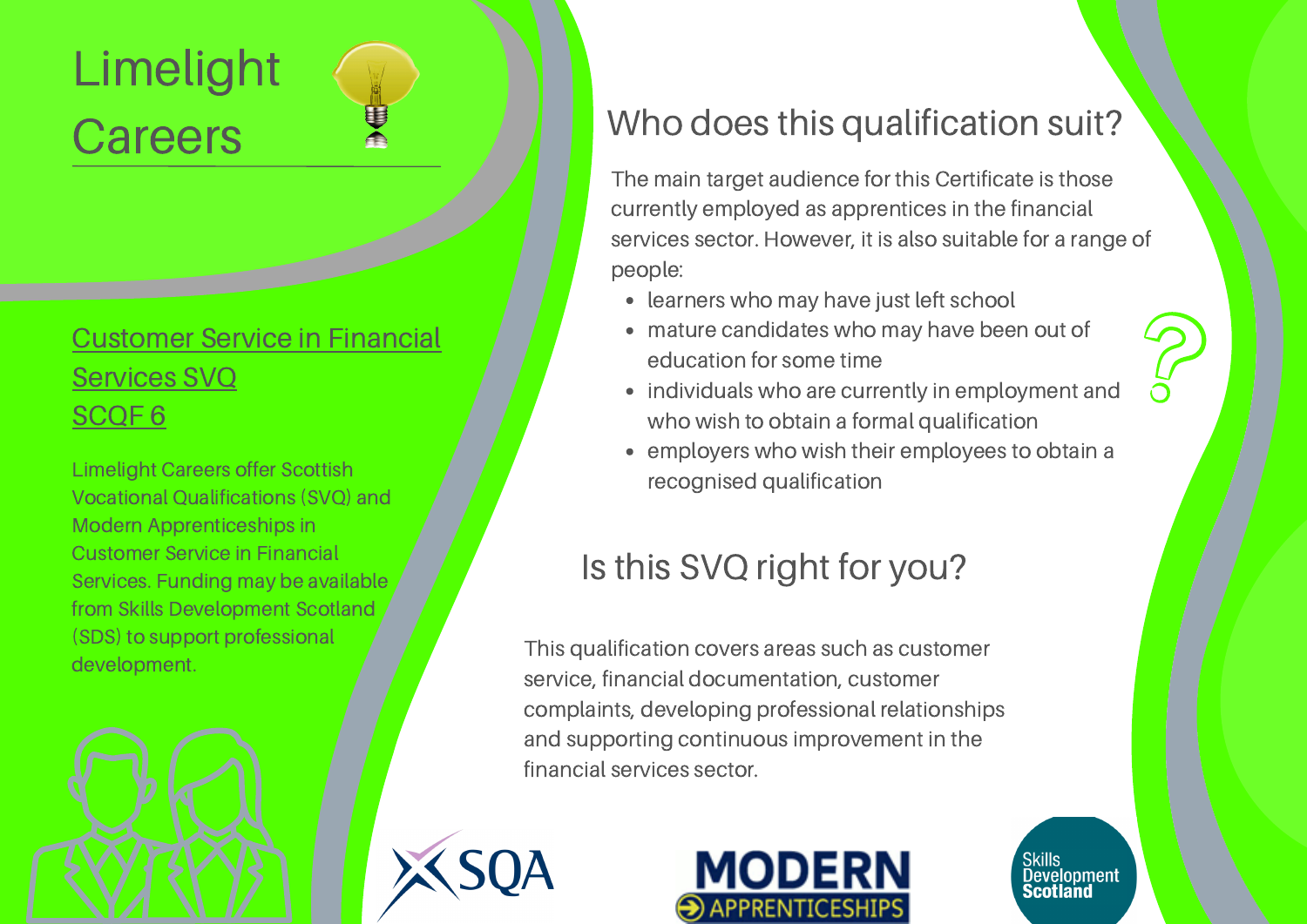# Limelight Careers

## Customer Service in Financial Services SVQ SCQF 6

Limelight Careers offer Scottish Vocational Qualifications (SVQ) and Modern Apprenticeships in Customer Service in Financial Services. Funding may be available from Skills Development Scotland (SDS) to support professional development.

## Who does this qualification suit?

The main target audience for this Certificate is those currently employed as apprentices in the financial services sector. However, it is also suitable for a range of people:

- learners who may have just left school
- mature candidates who may have been out of education for some time
- individuals who are currently in employment and who wish to obtain a formal qualification
- employers who wish their employees to obtain a recognised qualification

## Is this SVQ right for you?

This qualification covers areas such as customer service, financial documentation, customer complaints, developing professional relationships and supporting continuous improvement in the financial services sector.

SQA

MODERN APPRENTICESHIPS

Skills Development Scotland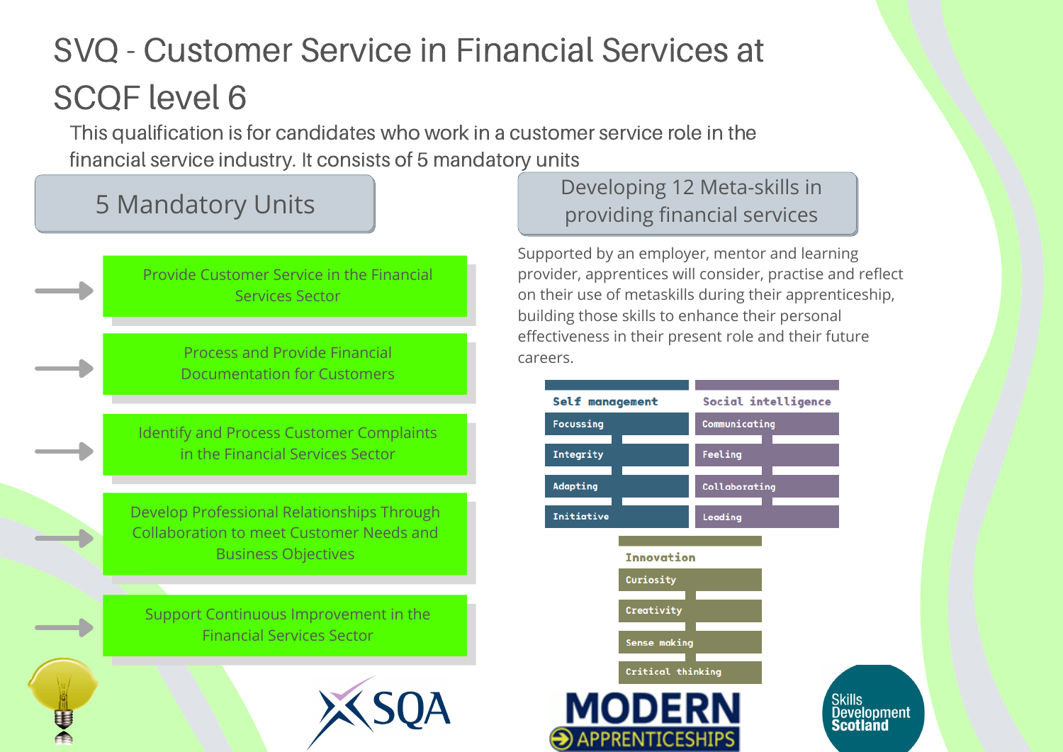# SVQ - Customer Service in Financial Services at SCQF level 6

This qualification is for candidates who work in a customer service role in the financial service industry. It consists of 5 mandatory units

## 5 Mandatory Units

- Provide Customer Service in the Financial Services Sector
- Process and Provide Financial Documentation for Customers
- Identify and Process Customer Complaints in the Financial Services Sector
- Develop Professional Relationships Through Collaboration to meet Customer Needs and Business Objectives
- Support Continuous Improvement in the Financial Services Sector

## Developing 12 Meta-skills in providing financial services

Supported by an employer, mentor and learning provider, apprentices will consider, practise and reflect on their use of metaskills during their apprenticeship, building those skills to enhance their personal effectiveness in their present role and their future careers.

**Self management**
- Focussing
- Integrity
- Adapting
- Initiative

**Social intelligence**
- Communicating
- Feeling
- Collaborating
- Leading

**Innovation**
- Curiosity
- Creativity
- Sense making
- Critical thinking

SQA

MODERN APPRENTICESHIPS

Skills Development Scotland